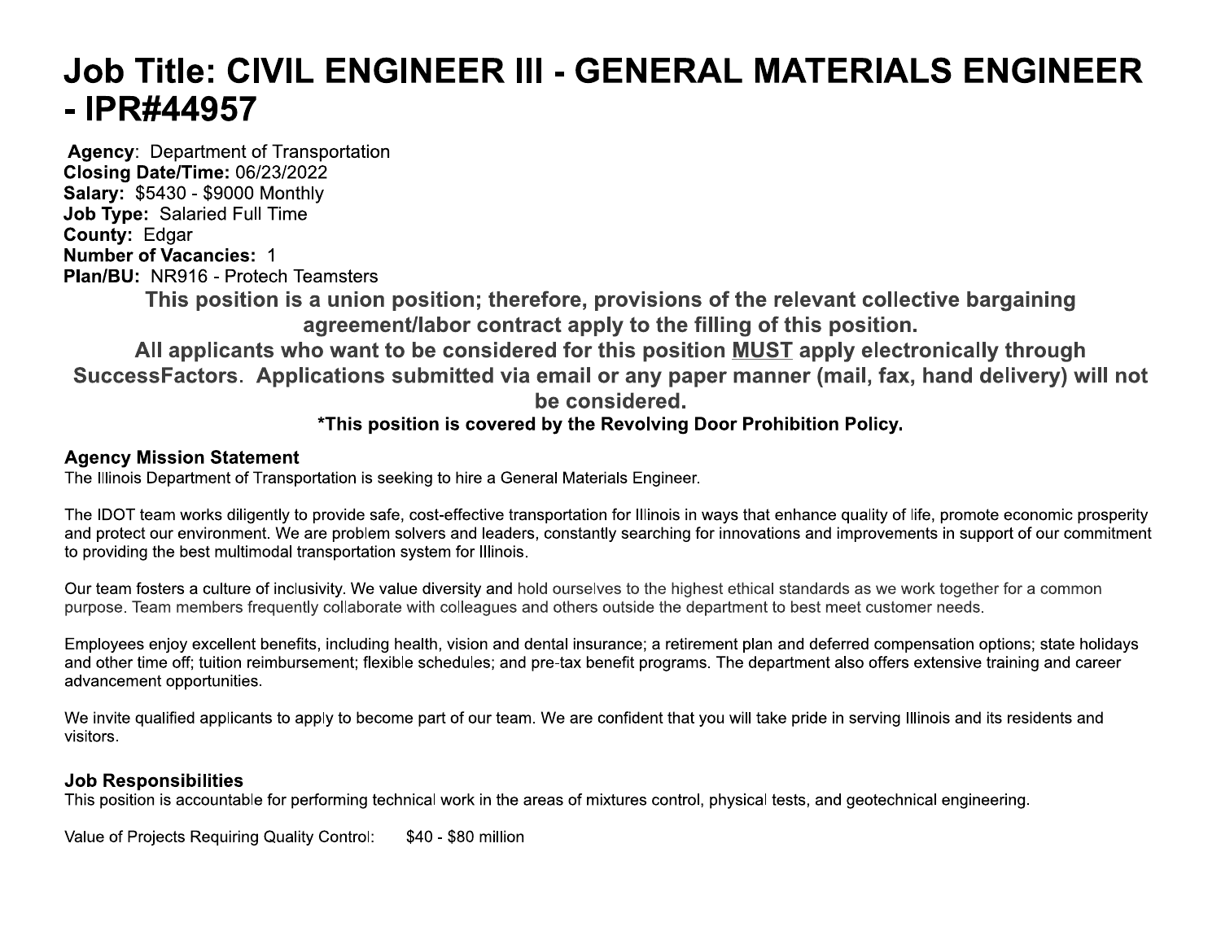# Job Title: CIVIL ENGINEER III - GENERAL MATERIALS ENGINEER - IPR#44957

**Agency**: Department of Transportation
**Closing Date/Time:** 06/23/2022
**Salary:** $5430 - $9000 Monthly
**Job Type:** Salaried Full Time
**County:** Edgar
**Number of Vacancies:** 1
**Plan/BU:** NR916 - Protech Teamsters

**This position is a union position; therefore, provisions of the relevant collective bargaining agreement/labor contract apply to the filling of this position.**

**All applicants who want to be considered for this position MUST apply electronically through SuccessFactors. Applications submitted via email or any paper manner (mail, fax, hand delivery) will not be considered.**

**\*This position is covered by the Revolving Door Prohibition Policy.**

### Agency Mission Statement

The Illinois Department of Transportation is seeking to hire a General Materials Engineer.

The IDOT team works diligently to provide safe, cost-effective transportation for Illinois in ways that enhance quality of life, promote economic prosperity and protect our environment. We are problem solvers and leaders, constantly searching for innovations and improvements in support of our commitment to providing the best multimodal transportation system for Illinois.

Our team fosters a culture of inclusivity. We value diversity and hold ourselves to the highest ethical standards as we work together for a common purpose. Team members frequently collaborate with colleagues and others outside the department to best meet customer needs.

Employees enjoy excellent benefits, including health, vision and dental insurance; a retirement plan and deferred compensation options; state holidays and other time off; tuition reimbursement; flexible schedules; and pre-tax benefit programs. The department also offers extensive training and career advancement opportunities.

We invite qualified applicants to apply to become part of our team. We are confident that you will take pride in serving Illinois and its residents and visitors.

### Job Responsibilities

This position is accountable for performing technical work in the areas of mixtures control, physical tests, and geotechnical engineering.

Value of Projects Requiring Quality Control: $40 - $80 million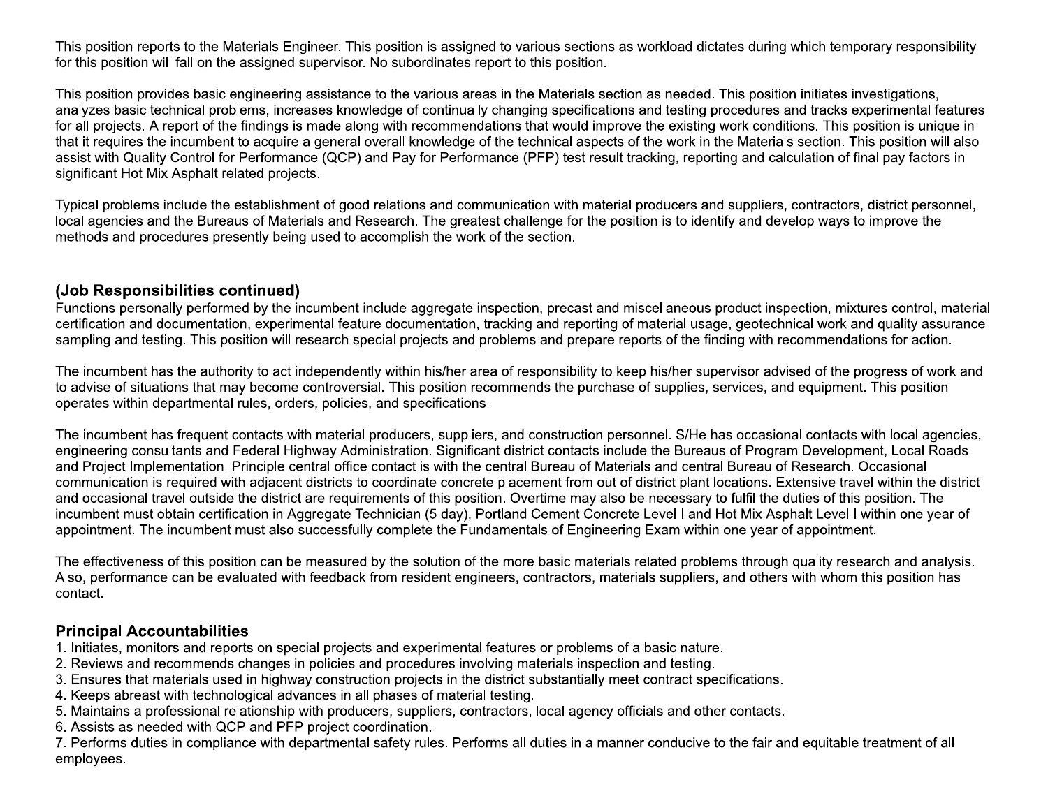This position reports to the Materials Engineer. This position is assigned to various sections as workload dictates during which temporary responsibility for this position will fall on the assigned supervisor. No subordinates report to this position.

This position provides basic engineering assistance to the various areas in the Materials section as needed. This position initiates investigations, analyzes basic technical problems, increases knowledge of continually changing specifications and testing procedures and tracks experimental features for all projects. A report of the findings is made along with recommendations that would improve the existing work conditions. This position is unique in that it requires the incumbent to acquire a general overall knowledge of the technical aspects of the work in the Materials section. This position will also assist with Quality Control for Performance (QCP) and Pay for Performance (PFP) test result tracking, reporting and calculation of final pay factors in significant Hot Mix Asphalt related projects.

Typical problems include the establishment of good relations and communication with material producers and suppliers, contractors, district personnel, local agencies and the Bureaus of Materials and Research. The greatest challenge for the position is to identify and develop ways to improve the methods and procedures presently being used to accomplish the work of the section.

## (Job Responsibilities continued)

Functions personally performed by the incumbent include aggregate inspection, precast and miscellaneous product inspection, mixtures control, material certification and documentation, experimental feature documentation, tracking and reporting of material usage, geotechnical work and quality assurance sampling and testing. This position will research special projects and problems and prepare reports of the finding with recommendations for action.

The incumbent has the authority to act independently within his/her area of responsibility to keep his/her supervisor advised of the progress of work and to advise of situations that may become controversial. This position recommends the purchase of supplies, services, and equipment. This position operates within departmental rules, orders, policies, and specifications.

The incumbent has frequent contacts with material producers, suppliers, and construction personnel. S/He has occasional contacts with local agencies, engineering consultants and Federal Highway Administration. Significant district contacts include the Bureaus of Program Development, Local Roads and Project Implementation. Principle central office contact is with the central Bureau of Materials and central Bureau of Research. Occasional communication is required with adjacent districts to coordinate concrete placement from out of district plant locations. Extensive travel within the district and occasional travel outside the district are requirements of this position. Overtime may also be necessary to fulfil the duties of this position. The incumbent must obtain certification in Aggregate Technician (5 day), Portland Cement Concrete Level I and Hot Mix Asphalt Level I within one year of appointment. The incumbent must also successfully complete the Fundamentals of Engineering Exam within one year of appointment.

The effectiveness of this position can be measured by the solution of the more basic materials related problems through quality research and analysis. Also, performance can be evaluated with feedback from resident engineers, contractors, materials suppliers, and others with whom this position has contact.

## Principal Accountabilities

1. Initiates, monitors and reports on special projects and experimental features or problems of a basic nature.
2. Reviews and recommends changes in policies and procedures involving materials inspection and testing.
3. Ensures that materials used in highway construction projects in the district substantially meet contract specifications.
4. Keeps abreast with technological advances in all phases of material testing.
5. Maintains a professional relationship with producers, suppliers, contractors, local agency officials and other contacts.
6. Assists as needed with QCP and PFP project coordination.
7. Performs duties in compliance with departmental safety rules. Performs all duties in a manner conducive to the fair and equitable treatment of all employees.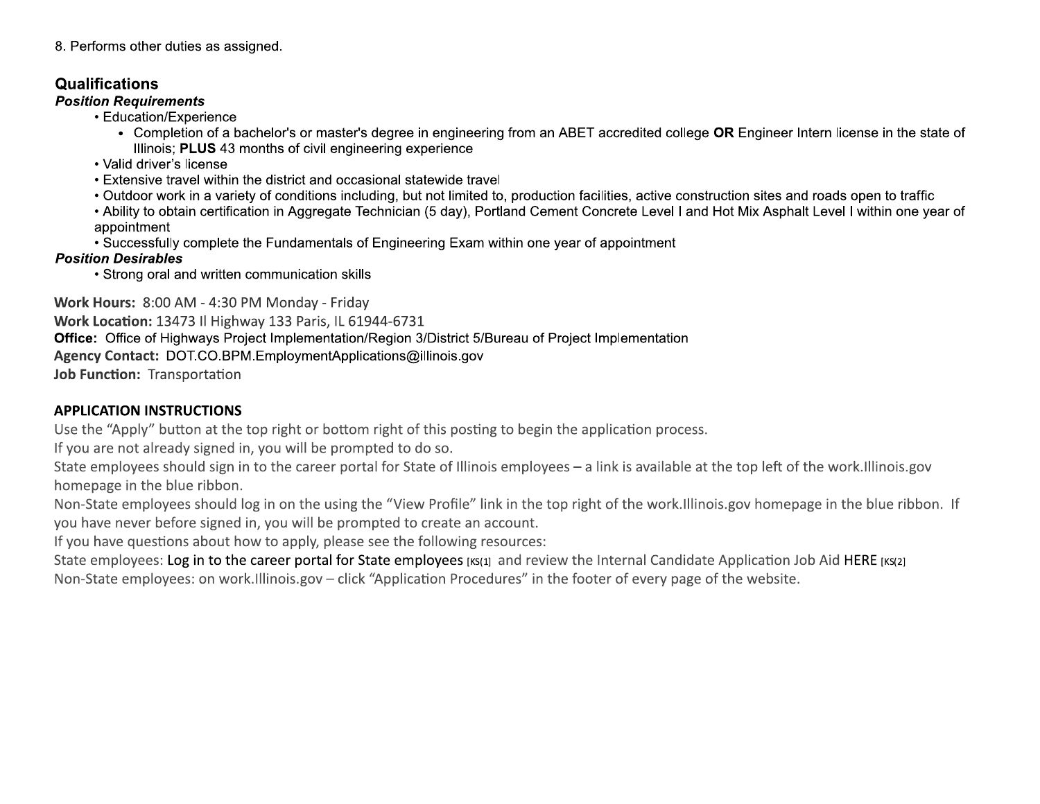8. Performs other duties as assigned.

## Qualifications

***Position Requirements***

- Education/Experience
  - Completion of a bachelor's or master's degree in engineering from an ABET accredited college **OR** Engineer Intern license in the state of Illinois; **PLUS** 43 months of civil engineering experience
- Valid driver's license
- Extensive travel within the district and occasional statewide travel
- Outdoor work in a variety of conditions including, but not limited to, production facilities, active construction sites and roads open to traffic
- Ability to obtain certification in Aggregate Technician (5 day), Portland Cement Concrete Level I and Hot Mix Asphalt Level I within one year of appointment
- Successfully complete the Fundamentals of Engineering Exam within one year of appointment

***Position Desirables***

- Strong oral and written communication skills

**Work Hours:** 8:00 AM - 4:30 PM Monday - Friday
**Work Location:** 13473 Il Highway 133 Paris, IL 61944-6731
**Office:** Office of Highways Project Implementation/Region 3/District 5/Bureau of Project Implementation
**Agency Contact:** DOT.CO.BPM.EmploymentApplications@illinois.gov
**Job Function:** Transportation

**APPLICATION INSTRUCTIONS**

Use the "Apply" button at the top right or bottom right of this posting to begin the application process.
If you are not already signed in, you will be prompted to do so.
State employees should sign in to the career portal for State of Illinois employees – a link is available at the top left of the work.Illinois.gov homepage in the blue ribbon.
Non-State employees should log in on the using the "View Profile" link in the top right of the work.Illinois.gov homepage in the blue ribbon. If you have never before signed in, you will be prompted to create an account.
If you have questions about how to apply, please see the following resources:
State employees: Log in to the career portal for State employees [KS(1] and review the Internal Candidate Application Job Aid HERE [KS(2]
Non-State employees: on work.Illinois.gov – click "Application Procedures" in the footer of every page of the website.